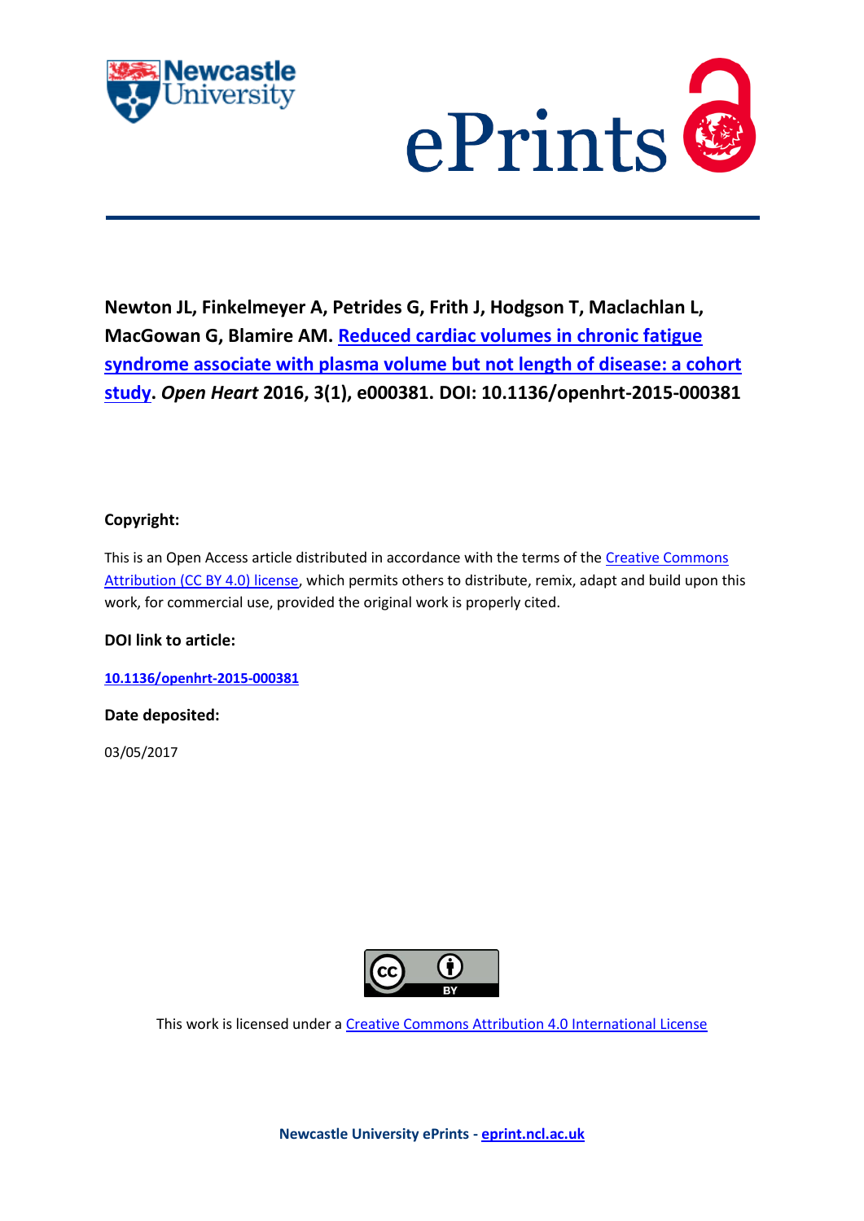**Newton JL, Finkelmeyer A, Petrides G, Frith J, Hodgson T, Maclachlan L, MacGowan G, Blamire AM. Reduced cardiac volumes in chronic fatigue syndrome associate with plasma volume but not length of disease: a cohort study. *Open Heart* 2016, 3(1), e000381. DOI: 10.1136/openhrt-2015-000381**

**Copyright:**

This is an Open Access article distributed in accordance with the terms of the Creative Commons Attribution (CC BY 4.0) license, which permits others to distribute, remix, adapt and build upon this work, for commercial use, provided the original work is properly cited.

**DOI link to article:**

**10.1136/openhrt-2015-000381**

**Date deposited:**

03/05/2017

This work is licensed under a Creative Commons Attribution 4.0 International License

**Newcastle University ePrints - eprint.ncl.ac.uk**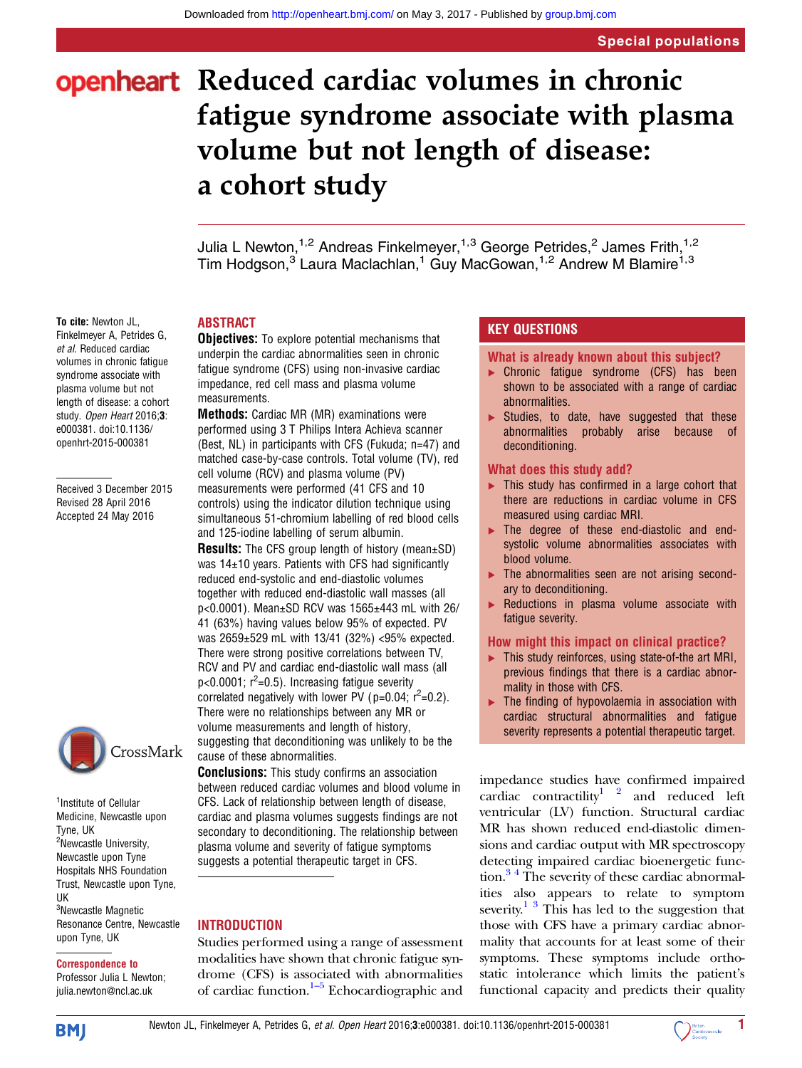# Reduced cardiac volumes in chronic fatigue syndrome associate with plasma volume but not length of disease: a cohort study

Julia L Newton,[1,2] Andreas Finkelmeyer,[1,3] George Petrides,[2] James Frith,[1,2] Tim Hodgson,[3] Laura Maclachlan,[1] Guy MacGowan,[1,2] Andrew M Blamire[1,3]

To cite: Newton JL, Finkelmeyer A, Petrides G, *et al.* Reduced cardiac volumes in chronic fatigue syndrome associate with plasma volume but not length of disease: a cohort study. *Open Heart* 2016;**3**: e000381. doi:10.1136/openhrt-2015-000381

Received 3 December 2015
Revised 28 April 2016
Accepted 24 May 2016

[1]Institute of Cellular Medicine, Newcastle upon Tyne, UK
[2]Newcastle University, Newcastle upon Tyne Hospitals NHS Foundation Trust, Newcastle upon Tyne, UK
[3]Newcastle Magnetic Resonance Centre, Newcastle upon Tyne, UK

**Correspondence to**
Professor Julia L Newton; julia.newton@ncl.ac.uk

## ABSTRACT

**Objectives:** To explore potential mechanisms that underpin the cardiac abnormalities seen in chronic fatigue syndrome (CFS) using non-invasive cardiac impedance, red cell mass and plasma volume measurements.

**Methods:** Cardiac MR (MR) examinations were performed using 3 T Philips Intera Achieva scanner (Best, NL) in participants with CFS (Fukuda; n=47) and matched case-by-case controls. Total volume (TV), red cell volume (RCV) and plasma volume (PV) measurements were performed (41 CFS and 10 controls) using the indicator dilution technique using simultaneous 51-chromium labelling of red blood cells and 125-iodine labelling of serum albumin.

**Results:** The CFS group length of history (mean±SD) was 14±10 years. Patients with CFS had significantly reduced end-systolic and end-diastolic volumes together with reduced end-diastolic wall masses (all p<0.0001). Mean±SD RCV was 1565±443 mL with 26/41 (63%) having values below 95% of expected. PV was 2659±529 mL with 13/41 (32%) <95% expected. There were strong positive correlations between TV, RCV and PV and cardiac end-diastolic wall mass (all p<0.0001; $r^2$=0.5). Increasing fatigue severity correlated negatively with lower PV (p=0.04; $r^2$=0.2). There were no relationships between any MR or volume measurements and length of history, suggesting that deconditioning was unlikely to be the cause of these abnormalities.

**Conclusions:** This study confirms an association between reduced cardiac volumes and blood volume in CFS. Lack of relationship between length of disease, cardiac and plasma volumes suggests findings are not secondary to deconditioning. The relationship between plasma volume and severity of fatigue symptoms suggests a potential therapeutic target in CFS.

## KEY QUESTIONS

### What is already known about this subject?

- Chronic fatigue syndrome (CFS) has been shown to be associated with a range of cardiac abnormalities.
- Studies, to date, have suggested that these abnormalities probably arise because of deconditioning.

### What does this study add?

- This study has confirmed in a large cohort that there are reductions in cardiac volume in CFS measured using cardiac MRI.
- The degree of these end-diastolic and end-systolic volume abnormalities associates with blood volume.
- The abnormalities seen are not arising secondary to deconditioning.
- Reductions in plasma volume associate with fatigue severity.

### How might this impact on clinical practice?

- This study reinforces, using state-of-the art MRI, previous findings that there is a cardiac abnormality in those with CFS.
- The finding of hypovolaemia in association with cardiac structural abnormalities and fatigue severity represents a potential therapeutic target.

## INTRODUCTION

Studies performed using a range of assessment modalities have shown that chronic fatigue syndrome (CFS) is associated with abnormalities of cardiac function.[1–5] Echocardiographic and impedance studies have confirmed impaired cardiac contractility[1 2] and reduced left ventricular (LV) function. Structural cardiac MR has shown reduced end-diastolic dimensions and cardiac output with MR spectroscopy detecting impaired cardiac bioenergetic function.[3 4] The severity of these cardiac abnormalities also appears to relate to symptom severity.[1 3] This has led to the suggestion that those with CFS have a primary cardiac abnormality that accounts for at least some of their symptoms. These symptoms include orthostatic intolerance which limits the patient's functional capacity and predicts their quality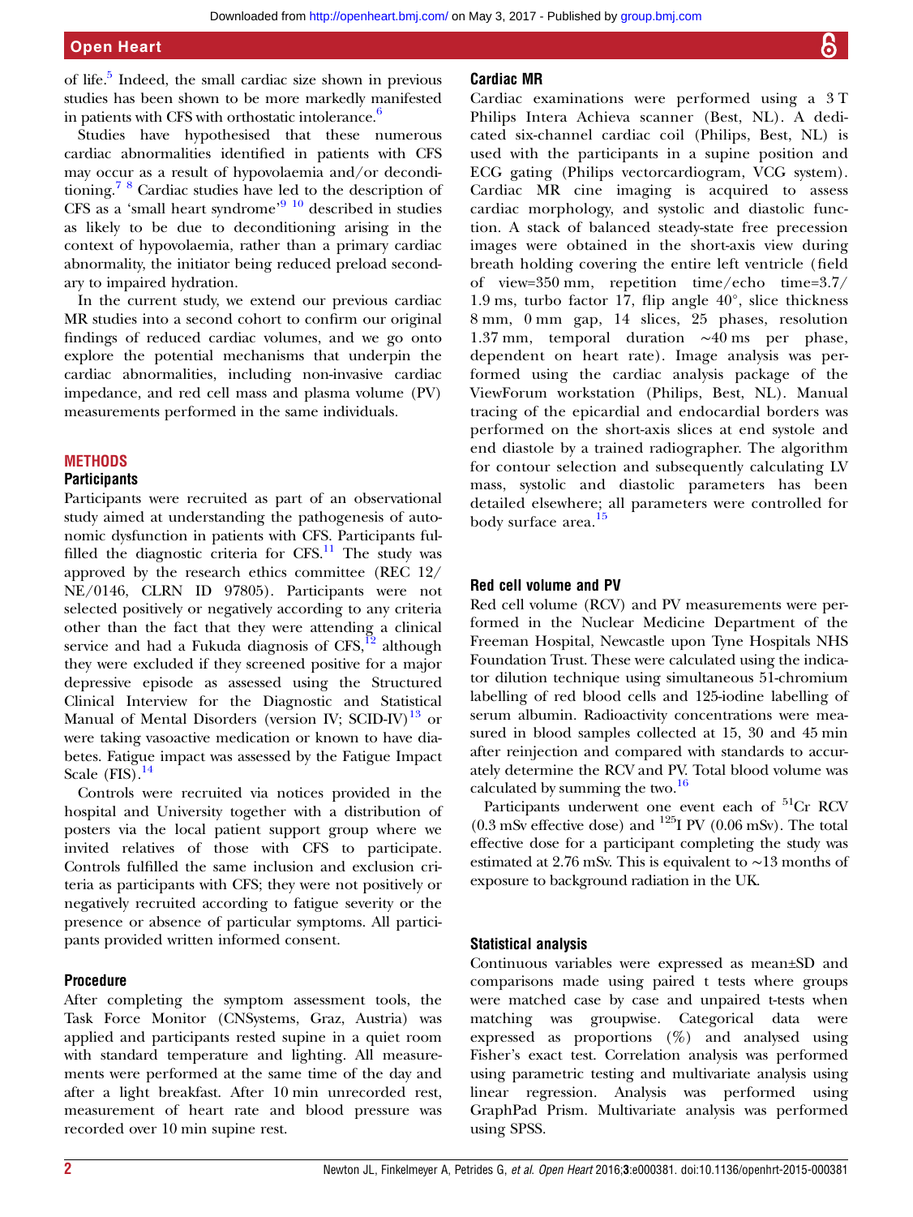of life.[5] Indeed, the small cardiac size shown in previous studies has been shown to be more markedly manifested in patients with CFS with orthostatic intolerance.[6]

Studies have hypothesised that these numerous cardiac abnormalities identified in patients with CFS may occur as a result of hypovolaemia and/or deconditioning.[7,8] Cardiac studies have led to the description of CFS as a 'small heart syndrome'[9,10] described in studies as likely to be due to deconditioning arising in the context of hypovolaemia, rather than a primary cardiac abnormality, the initiator being reduced preload secondary to impaired hydration.

In the current study, we extend our previous cardiac MR studies into a second cohort to confirm our original findings of reduced cardiac volumes, and we go onto explore the potential mechanisms that underpin the cardiac abnormalities, including non-invasive cardiac impedance, and red cell mass and plasma volume (PV) measurements performed in the same individuals.

## METHODS

### Participants

Participants were recruited as part of an observational study aimed at understanding the pathogenesis of autonomic dysfunction in patients with CFS. Participants fulfilled the diagnostic criteria for CFS.[11] The study was approved by the research ethics committee (REC 12/NE/0146, CLRN ID 97805). Participants were not selected positively or negatively according to any criteria other than the fact that they were attending a clinical service and had a Fukuda diagnosis of CFS,[12] although they were excluded if they screened positive for a major depressive episode as assessed using the Structured Clinical Interview for the Diagnostic and Statistical Manual of Mental Disorders (version IV; SCID-IV)[13] or were taking vasoactive medication or known to have diabetes. Fatigue impact was assessed by the Fatigue Impact Scale (FIS).[14]

Controls were recruited via notices provided in the hospital and University together with a distribution of posters via the local patient support group where we invited relatives of those with CFS to participate. Controls fulfilled the same inclusion and exclusion criteria as participants with CFS; they were not positively or negatively recruited according to fatigue severity or the presence or absence of particular symptoms. All participants provided written informed consent.

### Procedure

After completing the symptom assessment tools, the Task Force Monitor (CNSystems, Graz, Austria) was applied and participants rested supine in a quiet room with standard temperature and lighting. All measurements were performed at the same time of the day and after a light breakfast. After 10 min unrecorded rest, measurement of heart rate and blood pressure was recorded over 10 min supine rest.

### Cardiac MR

Cardiac examinations were performed using a 3 T Philips Intera Achieva scanner (Best, NL). A dedicated six-channel cardiac coil (Philips, Best, NL) is used with the participants in a supine position and ECG gating (Philips vectorcardiogram, VCG system). Cardiac MR cine imaging is acquired to assess cardiac morphology, and systolic and diastolic function. A stack of balanced steady-state free precession images were obtained in the short-axis view during breath holding covering the entire left ventricle (field of view=350 mm, repetition time/echo time=3.7/1.9 ms, turbo factor 17, flip angle 40°, slice thickness 8 mm, 0 mm gap, 14 slices, 25 phases, resolution 1.37 mm, temporal duration ~40 ms per phase, dependent on heart rate). Image analysis was performed using the cardiac analysis package of the ViewForum workstation (Philips, Best, NL). Manual tracing of the epicardial and endocardial borders was performed on the short-axis slices at end systole and end diastole by a trained radiographer. The algorithm for contour selection and subsequently calculating LV mass, systolic and diastolic parameters has been detailed elsewhere; all parameters were controlled for body surface area.[15]

### Red cell volume and PV

Red cell volume (RCV) and PV measurements were performed in the Nuclear Medicine Department of the Freeman Hospital, Newcastle upon Tyne Hospitals NHS Foundation Trust. These were calculated using the indicator dilution technique using simultaneous 51-chromium labelling of red blood cells and 125-iodine labelling of serum albumin. Radioactivity concentrations were measured in blood samples collected at 15, 30 and 45 min after reinjection and compared with standards to accurately determine the RCV and PV. Total blood volume was calculated by summing the two.[16]

Participants underwent one event each of $^{51}$Cr RCV (0.3 mSv effective dose) and $^{125}$I PV (0.06 mSv). The total effective dose for a participant completing the study was estimated at 2.76 mSv. This is equivalent to ~13 months of exposure to background radiation in the UK.

### Statistical analysis

Continuous variables were expressed as mean±SD and comparisons made using paired t tests where groups were matched case by case and unpaired t-tests when matching was groupwise. Categorical data were expressed as proportions (%) and analysed using Fisher's exact test. Correlation analysis was performed using parametric testing and multivariate analysis using linear regression. Analysis was performed using GraphPad Prism. Multivariate analysis was performed using SPSS.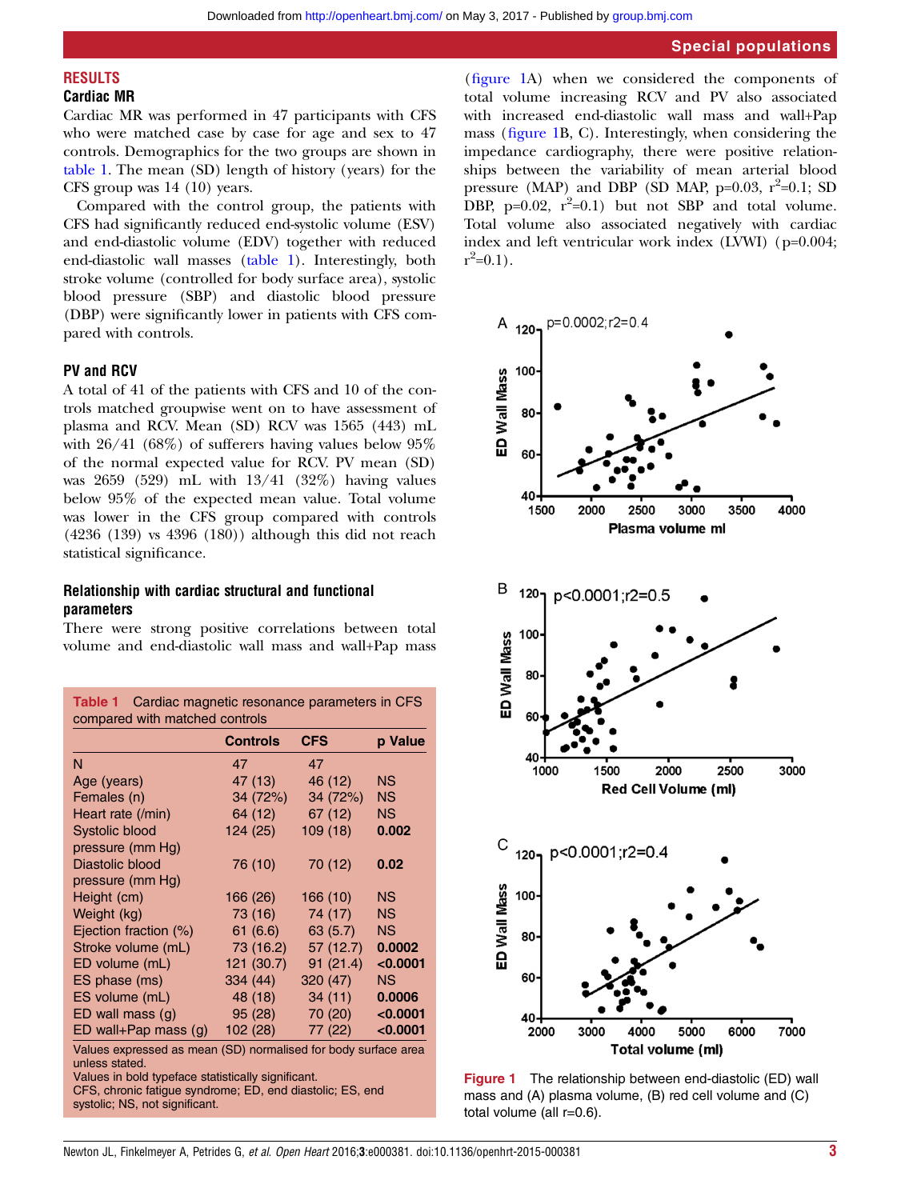## RESULTS

### Cardiac MR

Cardiac MR was performed in 47 participants with CFS who were matched case by case for age and sex to 47 controls. Demographics for the two groups are shown in table 1. The mean (SD) length of history (years) for the CFS group was 14 (10) years.

Compared with the control group, the patients with CFS had significantly reduced end-systolic volume (ESV) and end-diastolic volume (EDV) together with reduced end-diastolic wall masses (table 1). Interestingly, both stroke volume (controlled for body surface area), systolic blood pressure (SBP) and diastolic blood pressure (DBP) were significantly lower in patients with CFS compared with controls.

### PV and RCV

A total of 41 of the patients with CFS and 10 of the controls matched groupwise went on to have assessment of plasma and RCV. Mean (SD) RCV was 1565 (443) mL with 26/41 (68%) of sufferers having values below 95% of the normal expected value for RCV. PV mean (SD) was 2659 (529) mL with 13/41 (32%) having values below 95% of the expected mean value. Total volume was lower in the CFS group compared with controls (4236 (139) vs 4396 (180)) although this did not reach statistical significance.

### Relationship with cardiac structural and functional parameters

There were strong positive correlations between total volume and end-diastolic wall mass and wall+Pap mass (figure 1A) when we considered the components of total volume increasing RCV and PV also associated with increased end-diastolic wall mass and wall+Pap mass (figure 1B, C). Interestingly, when considering the impedance cardiography, there were positive relationships between the variability of mean arterial blood pressure (MAP) and DBP (SD MAP, p=0.03, $r^2$=0.1; SD DBP, p=0.02, $r^2$=0.1) but not SBP and total volume. Total volume also associated negatively with cardiac index and left ventricular work index (LVWI) (p=0.004; $r^2$=0.1).

**Table 1** Cardiac magnetic resonance parameters in CFS compared with matched controls

| | Controls | CFS | p Value |
|---|---|---|---|
| N | 47 | 47 | |
| Age (years) | 47 (13) | 46 (12) | NS |
| Females (n) | 34 (72%) | 34 (72%) | NS |
| Heart rate (/min) | 64 (12) | 67 (12) | NS |
| Systolic blood pressure (mm Hg) | 124 (25) | 109 (18) | **0.002** |
| Diastolic blood pressure (mm Hg) | 76 (10) | 70 (12) | **0.02** |
| Height (cm) | 166 (26) | 166 (10) | NS |
| Weight (kg) | 73 (16) | 74 (17) | NS |
| Ejection fraction (%) | 61 (6.6) | 63 (5.7) | NS |
| Stroke volume (mL) | 73 (16.2) | 57 (12.7) | **0.0002** |
| ED volume (mL) | 121 (30.7) | 91 (21.4) | **<0.0001** |
| ES phase (ms) | 334 (44) | 320 (47) | NS |
| ES volume (mL) | 48 (18) | 34 (11) | **0.0006** |
| ED wall mass (g) | 95 (28) | 70 (20) | **<0.0001** |
| ED wall+Pap mass (g) | 102 (28) | 77 (22) | **<0.0001** |

Values expressed as mean (SD) normalised for body surface area unless stated.
Values in bold typeface statistically significant.
CFS, chronic fatigue syndrome; ED, end diastolic; ES, end systolic; NS, not significant.

**Figure 1** The relationship between end-diastolic (ED) wall mass and (A) plasma volume, (B) red cell volume and (C) total volume (all r=0.6).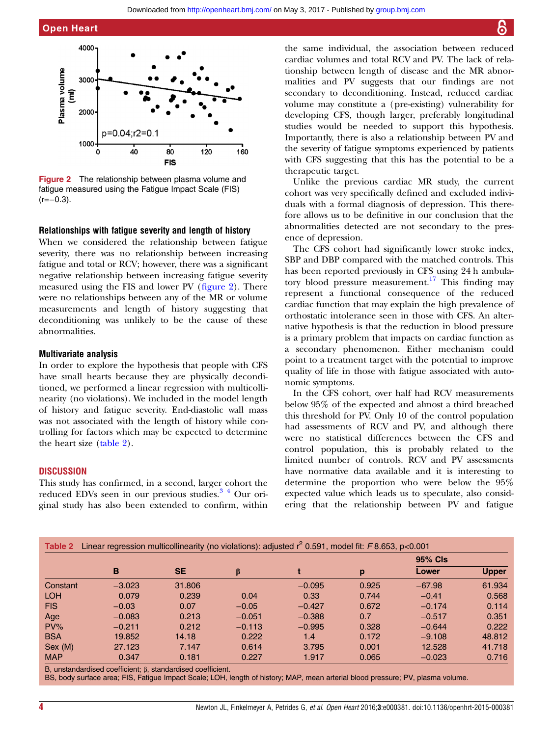Figure 2 The relationship between plasma volume and fatigue measured using the Fatigue Impact Scale (FIS) (r=−0.3).

### Relationships with fatigue severity and length of history

When we considered the relationship between fatigue severity, there was no relationship between increasing fatigue and total or RCV; however, there was a significant negative relationship between increasing fatigue severity measured using the FIS and lower PV (figure 2). There were no relationships between any of the MR or volume measurements and length of history suggesting that deconditioning was unlikely to be the cause of these abnormalities.

### Multivariate analysis

In order to explore the hypothesis that people with CFS have small hearts because they are physically deconditioned, we performed a linear regression with multicollinearity (no violations). We included in the model length of history and fatigue severity. End-diastolic wall mass was not associated with the length of history while controlling for factors which may be expected to determine the heart size (table 2).

## DISCUSSION

This study has confirmed, in a second, larger cohort the reduced EDVs seen in our previous studies.[3 4] Our original study has also been extended to confirm, within the same individual, the association between reduced cardiac volumes and total RCV and PV. The lack of relationship between length of disease and the MR abnormalities and PV suggests that our findings are not secondary to deconditioning. Instead, reduced cardiac volume may constitute a (pre-existing) vulnerability for developing CFS, though larger, preferably longitudinal studies would be needed to support this hypothesis. Importantly, there is also a relationship between PV and the severity of fatigue symptoms experienced by patients with CFS suggesting that this has the potential to be a therapeutic target.

Unlike the previous cardiac MR study, the current cohort was very specifically defined and excluded individuals with a formal diagnosis of depression. This therefore allows us to be definitive in our conclusion that the abnormalities detected are not secondary to the presence of depression.

The CFS cohort had significantly lower stroke index, SBP and DBP compared with the matched controls. This has been reported previously in CFS using 24 h ambulatory blood pressure measurement.[17] This finding may represent a functional consequence of the reduced cardiac function that may explain the high prevalence of orthostatic intolerance seen in those with CFS. An alternative hypothesis is that the reduction in blood pressure is a primary problem that impacts on cardiac function as a secondary phenomenon. Either mechanism could point to a treatment target with the potential to improve quality of life in those with fatigue associated with autonomic symptoms.

In the CFS cohort, over half had RCV measurements below 95% of the expected and almost a third breached this threshold for PV. Only 10 of the control population had assessments of RCV and PV, and although there were no statistical differences between the CFS and control population, this is probably related to the limited number of controls. RCV and PV assessments have normative data available and it is interesting to determine the proportion who were below the 95% expected value which leads us to speculate, also considering that the relationship between PV and fatigue

Table 2 Linear regression multicollinearity (no violations): adjusted $r^2$ 0.591, model fit: $F$ 8.653, p<0.001

| | B | SE | β | t | p | 95% CIs Lower | Upper |
|---|---|---|---|---|---|---|---|
| Constant | −3.023 | 31.806 | | −0.095 | 0.925 | −67.98 | 61.934 |
| LOH | 0.079 | 0.239 | 0.04 | 0.33 | 0.744 | −0.41 | 0.568 |
| FIS | −0.03 | 0.07 | −0.05 | −0.427 | 0.672 | −0.174 | 0.114 |
| Age | −0.083 | 0.213 | −0.051 | −0.388 | 0.7 | −0.517 | 0.351 |
| PV% | −0.211 | 0.212 | −0.113 | −0.995 | 0.328 | −0.644 | 0.222 |
| BSA | 19.852 | 14.18 | 0.222 | 1.4 | 0.172 | −9.108 | 48.812 |
| Sex (M) | 27.123 | 7.147 | 0.614 | 3.795 | 0.001 | 12.528 | 41.718 |
| MAP | 0.347 | 0.181 | 0.227 | 1.917 | 0.065 | −0.023 | 0.716 |

B, unstandardised coefficient; β, standardised coefficient.
BS, body surface area; FIS, Fatigue Impact Scale; LOH, length of history; MAP, mean arterial blood pressure; PV, plasma volume.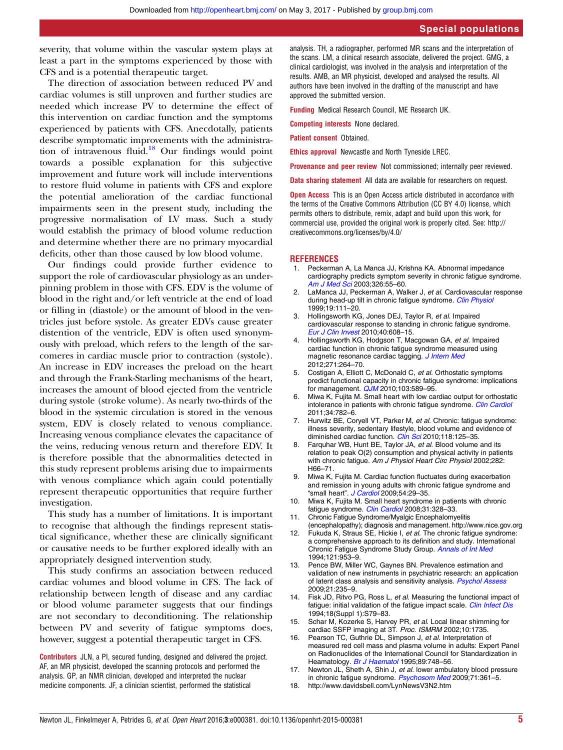severity, that volume within the vascular system plays at least a part in the symptoms experienced by those with CFS and is a potential therapeutic target.

The direction of association between reduced PV and cardiac volumes is still unproven and further studies are needed which increase PV to determine the effect of this intervention on cardiac function and the symptoms experienced by patients with CFS. Anecdotally, patients describe symptomatic improvements with the administration of intravenous fluid.[18] Our findings would point towards a possible explanation for this subjective improvement and future work will include interventions to restore fluid volume in patients with CFS and explore the potential amelioration of the cardiac functional impairments seen in the present study, including the progressive normalisation of LV mass. Such a study would establish the primacy of blood volume reduction and determine whether there are no primary myocardial deficits, other than those caused by low blood volume.

Our findings could provide further evidence to support the role of cardiovascular physiology as an underpinning problem in those with CFS. EDV is the volume of blood in the right and/or left ventricle at the end of load or filling in (diastole) or the amount of blood in the ventricles just before systole. As greater EDVs cause greater distention of the ventricle, EDV is often used synonymously with preload, which refers to the length of the sarcomeres in cardiac muscle prior to contraction (systole). An increase in EDV increases the preload on the heart and through the Frank-Starling mechanisms of the heart, increases the amount of blood ejected from the ventricle during systole (stroke volume). As nearly two-thirds of the blood in the systemic circulation is stored in the venous system, EDV is closely related to venous compliance. Increasing venous compliance elevates the capacitance of the veins, reducing venous return and therefore EDV. It is therefore possible that the abnormalities detected in this study represent problems arising due to impairments with venous compliance which again could potentially represent therapeutic opportunities that require further investigation.

This study has a number of limitations. It is important to recognise that although the findings represent statistical significance, whether these are clinically significant or causative needs to be further explored ideally with an appropriately designed intervention study.

This study confirms an association between reduced cardiac volumes and blood volume in CFS. The lack of relationship between length of disease and any cardiac or blood volume parameter suggests that our findings are not secondary to deconditioning. The relationship between PV and severity of fatigue symptoms does, however, suggest a potential therapeutic target in CFS.

**Contributors** JLN, a PI, secured funding, designed and delivered the project. AF, an MR physicist, developed the scanning protocols and performed the analysis. GP, an NMR clinician, developed and interpreted the nuclear medicine components. JF, a clinician scientist, performed the statistical analysis. TH, a radiographer, performed MR scans and the interpretation of the scans. LM, a clinical research associate, delivered the project. GMG, a clinical cardiologist, was involved in the analysis and interpretation of the results. AMB, an MR physicist, developed and analysed the results. All authors have been involved in the drafting of the manuscript and have approved the submitted version.

**Funding** Medical Research Council, ME Research UK.

**Competing interests** None declared.

**Patient consent** Obtained.

**Ethics approval** Newcastle and North Tyneside LREC.

**Provenance and peer review** Not commissioned; internally peer reviewed.

**Data sharing statement** All data are available for researchers on request.

**Open Access** This is an Open Access article distributed in accordance with the terms of the Creative Commons Attribution (CC BY 4.0) license, which permits others to distribute, remix, adapt and build upon this work, for commercial use, provided the original work is properly cited. See: http://creativecommons.org/licenses/by/4.0/

## REFERENCES

1. Peckerman A, La Manca JJ, Krishna KA. Abnormal impedance cardiography predicts symptom severity in chronic fatigue syndrome. *Am J Med Sci* 2003;326:55–60.
2. LaManca JJ, Peckerman A, Walker J, *et al*. Cardiovascular response during head-up tilt in chronic fatigue syndrome. *Clin Physiol* 1999;19:111–20.
3. Hollingsworth KG, Jones DEJ, Taylor R, *et al*. Impaired cardiovascular response to standing in chronic fatigue syndrome. *Eur J Clin Invest* 2010;40:608–15.
4. Hollingsworth KG, Hodgson T, Macgowan GA, *et al*. Impaired cardiac function in chronic fatigue syndrome measured using magnetic resonance cardiac tagging. *J Intern Med* 2012;271:264–70.
5. Costigan A, Elliott C, McDonald C, *et al*. Orthostatic symptoms predict functional capacity in chronic fatigue syndrome: implications for management. *QJM* 2010;103:589–95.
6. Miwa K, Fujita M. Small heart with low cardiac output for orthostatic intolerance in patients with chronic fatigue syndrome. *Clin Cardiol* 2011;34:782–6.
7. Hurwitz BE, Coryell VT, Parker M, *et al*. Chronic: fatigue syndrome: illness severity, sedentary lifestyle, blood volume and evidence of diminished cardiac function. *Clin Sci* 2010;118:125–35.
8. Farquhar WB, Hunt BE, Taylor JA, *et al*. Blood volume and its relation to peak O(2) consumption and physical activity in patients with chronic fatigue. *Am J Physiol Heart Circ Physiol* 2002;282: H66–71.
9. Miwa K, Fujita M. Cardiac function fluctuates during exacerbation and remission in young adults with chronic fatigue syndrome and "small heart". *J Cardiol* 2009;54:29–35.
10. Miwa K, Fujita M. Small heart syndrome in patients with chronic fatigue syndrome. *Clin Cardiol* 2008;31:328–33.
11. Chronic Fatigue Syndrome/Myalgic Encephalomyelitis (encephalopathy); diagnosis and management. http://www.nice.gov.org
12. Fukuda K, Straus SE, Hickie I, *et al*. The chronic fatigue syndrome: a comprehensive approach to its definition and study. International Chronic Fatigue Syndrome Study Group. *Annals of Int Med* 1994;121:953–9.
13. Pence BW, Miller WC, Gaynes BN. Prevalence estimation and validation of new instruments in psychiatric research: an application of latent class analysis and sensitivity analysis. *Psychol Assess* 2009;21:235–9.
14. Fisk JD, Ritvo PG, Ross L, *et al*. Measuring the functional impact of fatigue: initial validation of the fatigue impact scale. *Clin Infect Dis* 1994;18(Suppl 1):S79–83.
15. Schar M, Kozerke S, Harvey PR, *et al*. Local linear shimming for cardiac SSFP imaging at 3T. *Proc. ISMRM* 2002;10:1735.
16. Pearson TC, Guthrie DL, Simpson J, *et al*. Interpretation of measured red cell mass and plasma volume in adults: Expert Panel on Radionuclides of the International Council for Standardization in Haematology. *Br J Haematol* 1995;89:748–56.
17. Newton JL, Sheth A, Shin J, *et al*. lower ambulatory blood pressure in chronic fatigue syndrome. *Psychosom Med* 2009;71:361–5.
18. http://www.davidsbell.com/LynNewsV3N2.htm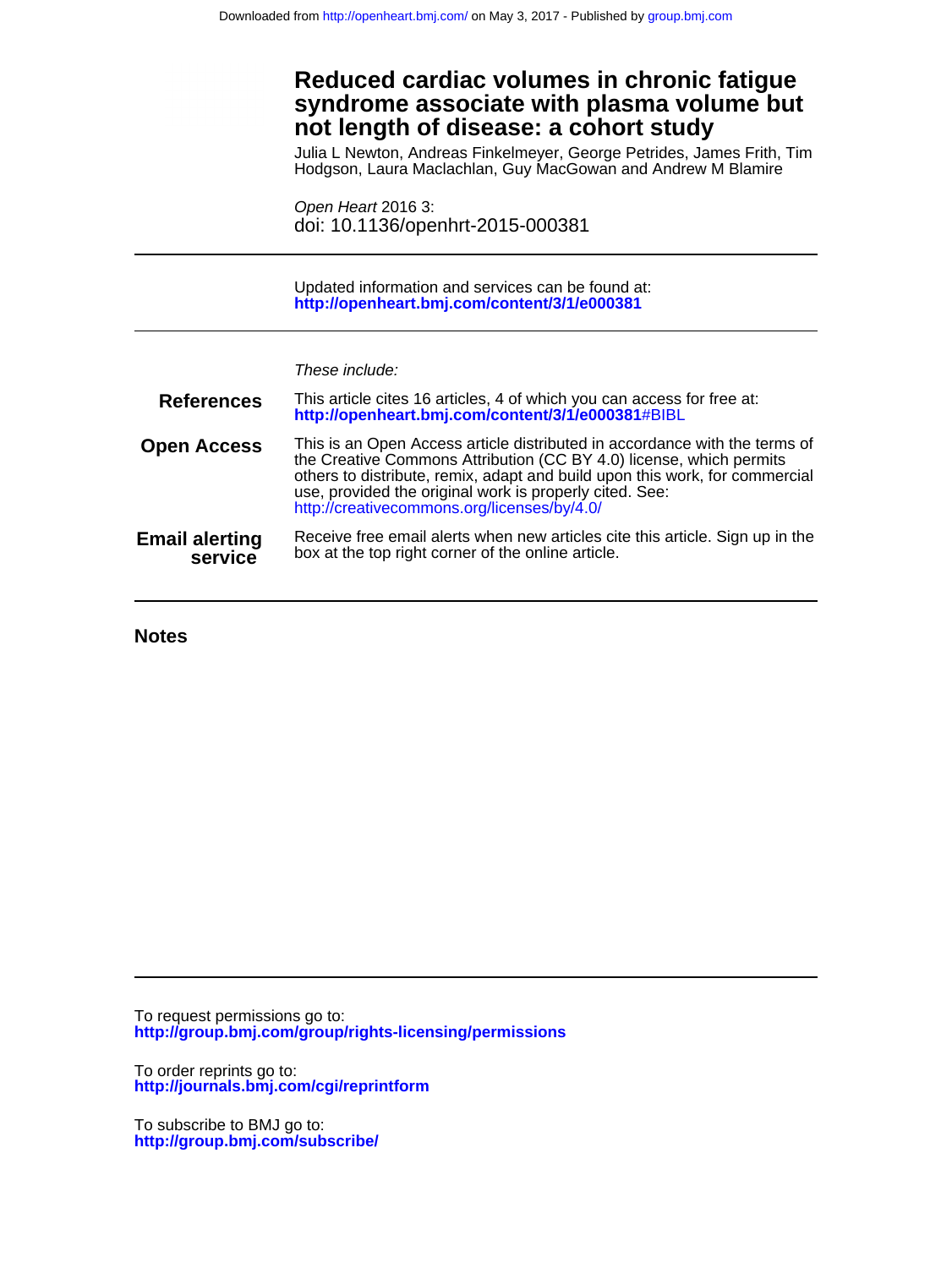# Reduced cardiac volumes in chronic fatigue syndrome associate with plasma volume but not length of disease: a cohort study

Julia L Newton, Andreas Finkelmeyer, George Petrides, James Frith, Tim Hodgson, Laura Maclachlan, Guy MacGowan and Andrew M Blamire

*Open Heart* 2016 3:
doi: 10.1136/openhrt-2015-000381

Updated information and services can be found at:
**http://openheart.bmj.com/content/3/1/e000381**

*These include:*

**References**
This article cites 16 articles, 4 of which you can access for free at:
**http://openheart.bmj.com/content/3/1/e000381**#BIBL

**Open Access**
This is an Open Access article distributed in accordance with the terms of the Creative Commons Attribution (CC BY 4.0) license, which permits others to distribute, remix, adapt and build upon this work, for commercial use, provided the original work is properly cited. See: http://creativecommons.org/licenses/by/4.0/

**Email alerting service**
Receive free email alerts when new articles cite this article. Sign up in the box at the top right corner of the online article.

## Notes

To request permissions go to:
**http://group.bmj.com/group/rights-licensing/permissions**

To order reprints go to:
**http://journals.bmj.com/cgi/reprintform**

To subscribe to BMJ go to:
**http://group.bmj.com/subscribe/**